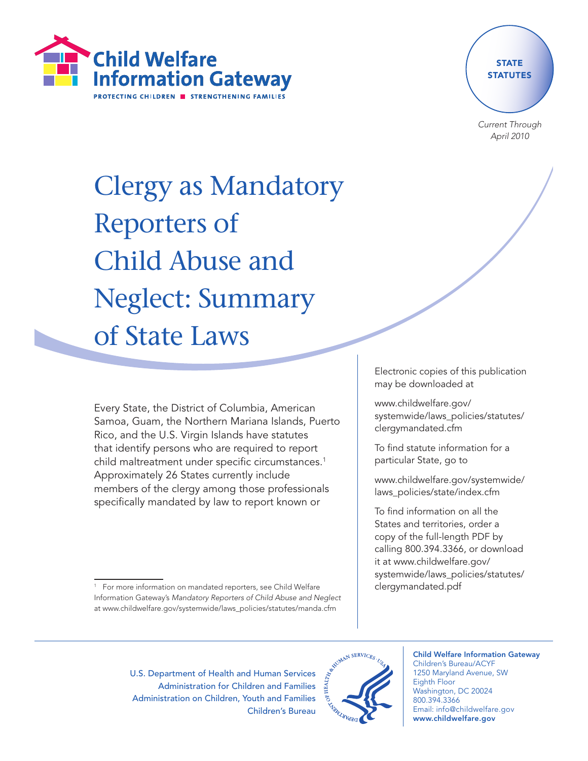Child Welfare Information Gateway

PROTECTING CHILDREN ■ STRENGTHENING FAMILIES

STATE STATUTES

*Current Through April 2010*

# Clergy as Mandatory Reporters of Child Abuse and Neglect: Summary of State Laws

Every State, the District of Columbia, American Samoa, Guam, the Northern Mariana Islands, Puerto Rico, and the U.S. Virgin Islands have statutes that identify persons who are required to report child maltreatment under specific circumstances.[1] Approximately 26 States currently include members of the clergy among those professionals specifically mandated by law to report known or

[1] For more information on mandated reporters, see Child Welfare Information Gateway's *Mandatory Reporters of Child Abuse and Neglect* at www.childwelfare.gov/systemwide/laws_policies/statutes/manda.cfm

Electronic copies of this publication may be downloaded at

www.childwelfare.gov/systemwide/laws_policies/statutes/clergymandated.cfm

To find statute information for a particular State, go to

www.childwelfare.gov/systemwide/laws_policies/state/index.cfm

To find information on all the States and territories, order a copy of the full-length PDF by calling 800.394.3366, or download it at www.childwelfare.gov/systemwide/laws_policies/statutes/clergymandated.pdf

U.S. Department of Health and Human Services
Administration for Children and Families
Administration on Children, Youth and Families
Children's Bureau

**Child Welfare Information Gateway**
Children's Bureau/ACYF
1250 Maryland Avenue, SW
Eighth Floor
Washington, DC 20024
800.394.3366
Email: info@childwelfare.gov
**www.childwelfare.gov**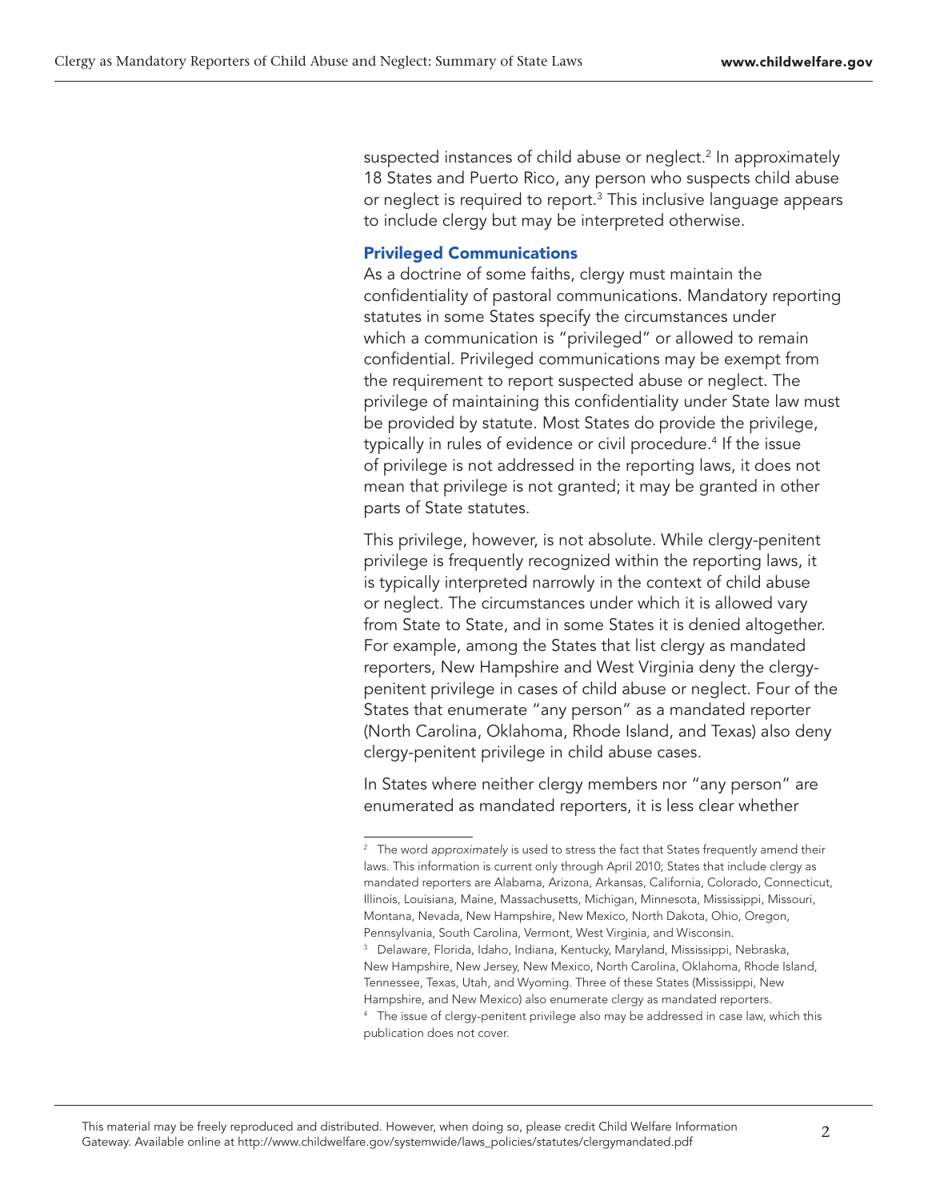suspected instances of child abuse or neglect.[2] In approximately 18 States and Puerto Rico, any person who suspects child abuse or neglect is required to report.[3] This inclusive language appears to include clergy but may be interpreted otherwise.

### Privileged Communications

As a doctrine of some faiths, clergy must maintain the confidentiality of pastoral communications. Mandatory reporting statutes in some States specify the circumstances under which a communication is "privileged" or allowed to remain confidential. Privileged communications may be exempt from the requirement to report suspected abuse or neglect. The privilege of maintaining this confidentiality under State law must be provided by statute. Most States do provide the privilege, typically in rules of evidence or civil procedure.[4] If the issue of privilege is not addressed in the reporting laws, it does not mean that privilege is not granted; it may be granted in other parts of State statutes.

This privilege, however, is not absolute. While clergy-penitent privilege is frequently recognized within the reporting laws, it is typically interpreted narrowly in the context of child abuse or neglect. The circumstances under which it is allowed vary from State to State, and in some States it is denied altogether. For example, among the States that list clergy as mandated reporters, New Hampshire and West Virginia deny the clergy-penitent privilege in cases of child abuse or neglect. Four of the States that enumerate "any person" as a mandated reporter (North Carolina, Oklahoma, Rhode Island, and Texas) also deny clergy-penitent privilege in child abuse cases.

In States where neither clergy members nor "any person" are enumerated as mandated reporters, it is less clear whether

---

[2] The word *approximately* is used to stress the fact that States frequently amend their laws. This information is current only through April 2010; States that include clergy as mandated reporters are Alabama, Arizona, Arkansas, California, Colorado, Connecticut, Illinois, Louisiana, Maine, Massachusetts, Michigan, Minnesota, Mississippi, Missouri, Montana, Nevada, New Hampshire, New Mexico, North Dakota, Ohio, Oregon, Pennsylvania, South Carolina, Vermont, West Virginia, and Wisconsin.

[3] Delaware, Florida, Idaho, Indiana, Kentucky, Maryland, Mississippi, Nebraska, New Hampshire, New Jersey, New Mexico, North Carolina, Oklahoma, Rhode Island, Tennessee, Texas, Utah, and Wyoming. Three of these States (Mississippi, New Hampshire, and New Mexico) also enumerate clergy as mandated reporters.

[4] The issue of clergy-penitent privilege also may be addressed in case law, which this publication does not cover.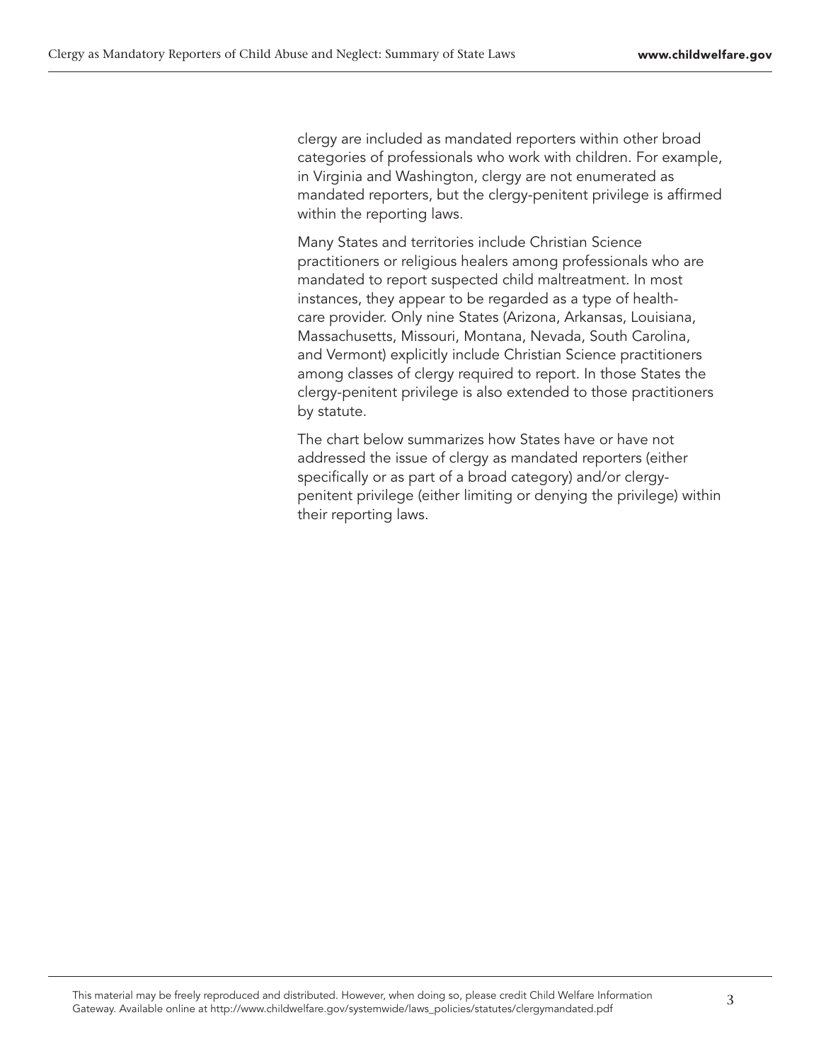clergy are included as mandated reporters within other broad categories of professionals who work with children. For example, in Virginia and Washington, clergy are not enumerated as mandated reporters, but the clergy-penitent privilege is affirmed within the reporting laws.

Many States and territories include Christian Science practitioners or religious healers among professionals who are mandated to report suspected child maltreatment. In most instances, they appear to be regarded as a type of health-care provider. Only nine States (Arizona, Arkansas, Louisiana, Massachusetts, Missouri, Montana, Nevada, South Carolina, and Vermont) explicitly include Christian Science practitioners among classes of clergy required to report. In those States the clergy-penitent privilege is also extended to those practitioners by statute.

The chart below summarizes how States have or have not addressed the issue of clergy as mandated reporters (either specifically or as part of a broad category) and/or clergy-penitent privilege (either limiting or denying the privilege) within their reporting laws.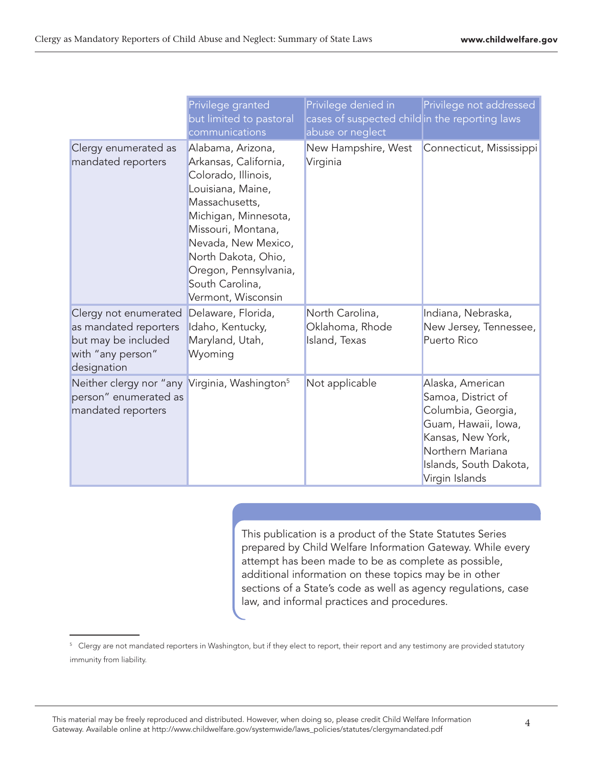| | Privilege granted but limited to pastoral communications | Privilege denied in cases of suspected child abuse or neglect | Privilege not addressed in the reporting laws |
|---|---|---|---|
| Clergy enumerated as mandated reporters | Alabama, Arizona, Arkansas, California, Colorado, Illinois, Louisiana, Maine, Massachusetts, Michigan, Minnesota, Missouri, Montana, Nevada, New Mexico, North Dakota, Ohio, Oregon, Pennsylvania, South Carolina, Vermont, Wisconsin | New Hampshire, West Virginia | Connecticut, Mississippi |
| Clergy not enumerated as mandated reporters but may be included with "any person" designation | Delaware, Florida, Idaho, Kentucky, Maryland, Utah, Wyoming | North Carolina, Oklahoma, Rhode Island, Texas | Indiana, Nebraska, New Jersey, Tennessee, Puerto Rico |
| Neither clergy nor "any person" enumerated as mandated reporters | Virginia, Washington[5] | Not applicable | Alaska, American Samoa, District of Columbia, Georgia, Guam, Hawaii, Iowa, Kansas, New York, Northern Mariana Islands, South Dakota, Virgin Islands |

This publication is a product of the State Statutes Series prepared by Child Welfare Information Gateway. While every attempt has been made to be as complete as possible, additional information on these topics may be in other sections of a State's code as well as agency regulations, case law, and informal practices and procedures.

[5] Clergy are not mandated reporters in Washington, but if they elect to report, their report and any testimony are provided statutory immunity from liability.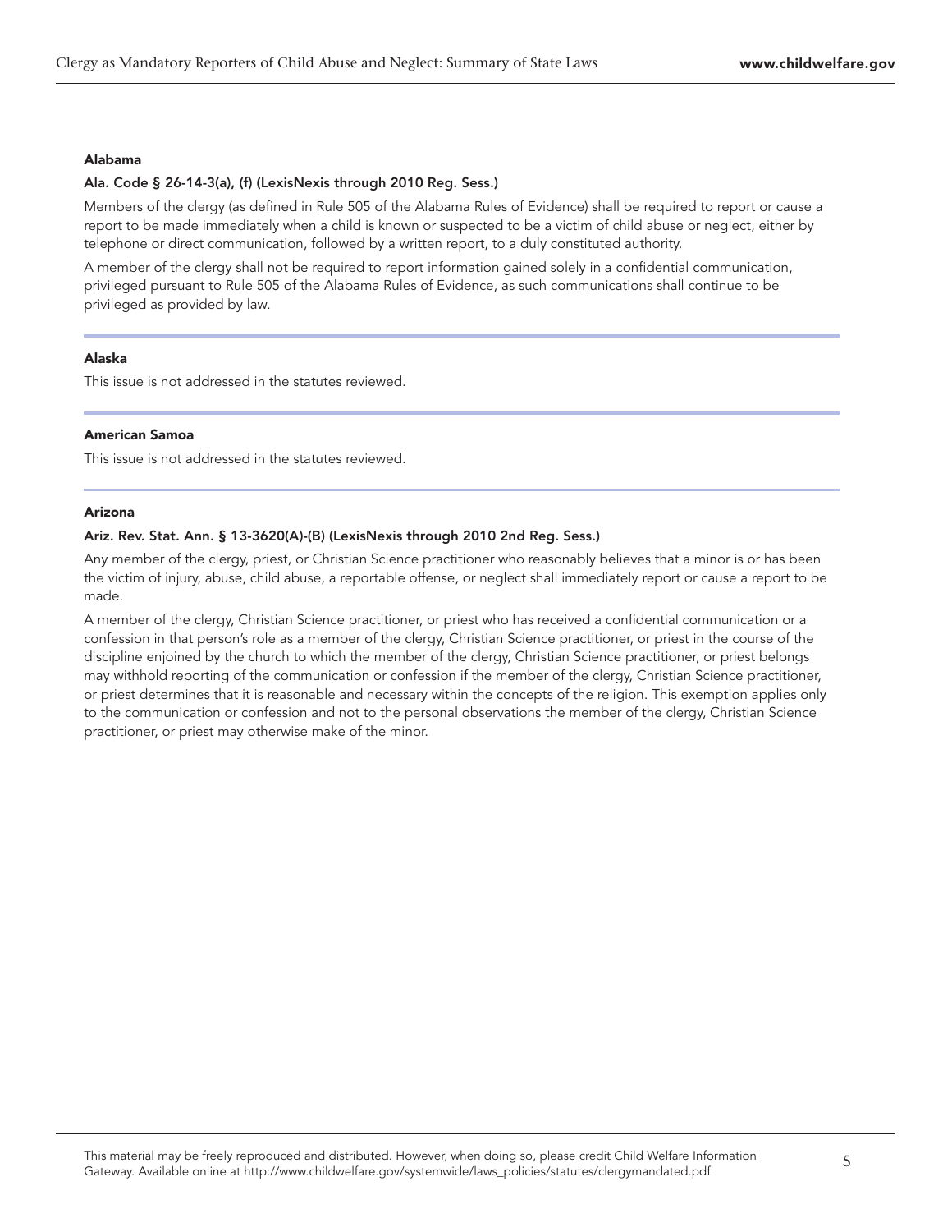### Alabama

**Ala. Code § 26-14-3(a), (f) (LexisNexis through 2010 Reg. Sess.)**

Members of the clergy (as defined in Rule 505 of the Alabama Rules of Evidence) shall be required to report or cause a report to be made immediately when a child is known or suspected to be a victim of child abuse or neglect, either by telephone or direct communication, followed by a written report, to a duly constituted authority.

A member of the clergy shall not be required to report information gained solely in a confidential communication, privileged pursuant to Rule 505 of the Alabama Rules of Evidence, as such communications shall continue to be privileged as provided by law.

---

### Alaska

This issue is not addressed in the statutes reviewed.

---

### American Samoa

This issue is not addressed in the statutes reviewed.

---

### Arizona

**Ariz. Rev. Stat. Ann. § 13-3620(A)-(B) (LexisNexis through 2010 2nd Reg. Sess.)**

Any member of the clergy, priest, or Christian Science practitioner who reasonably believes that a minor is or has been the victim of injury, abuse, child abuse, a reportable offense, or neglect shall immediately report or cause a report to be made.

A member of the clergy, Christian Science practitioner, or priest who has received a confidential communication or a confession in that person's role as a member of the clergy, Christian Science practitioner, or priest in the course of the discipline enjoined by the church to which the member of the clergy, Christian Science practitioner, or priest belongs may withhold reporting of the communication or confession if the member of the clergy, Christian Science practitioner, or priest determines that it is reasonable and necessary within the concepts of the religion. This exemption applies only to the communication or confession and not to the personal observations the member of the clergy, Christian Science practitioner, or priest may otherwise make of the minor.

This material may be freely reproduced and distributed. However, when doing so, please credit Child Welfare Information Gateway. Available online at http://www.childwelfare.gov/systemwide/laws_policies/statutes/clergymandated.pdf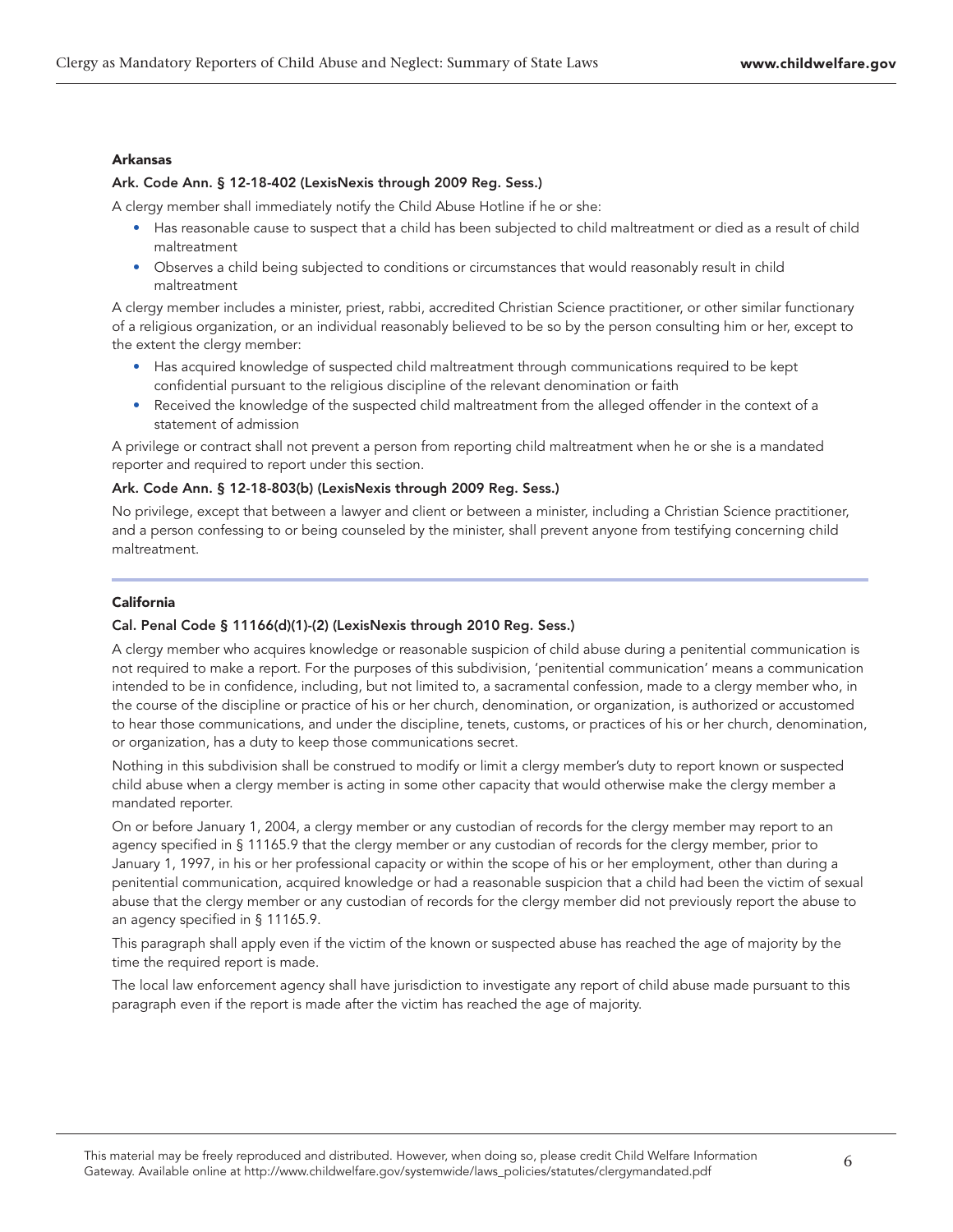### Arkansas

**Ark. Code Ann. § 12-18-402 (LexisNexis through 2009 Reg. Sess.)**

A clergy member shall immediately notify the Child Abuse Hotline if he or she:

- Has reasonable cause to suspect that a child has been subjected to child maltreatment or died as a result of child maltreatment
- Observes a child being subjected to conditions or circumstances that would reasonably result in child maltreatment

A clergy member includes a minister, priest, rabbi, accredited Christian Science practitioner, or other similar functionary of a religious organization, or an individual reasonably believed to be so by the person consulting him or her, except to the extent the clergy member:

- Has acquired knowledge of suspected child maltreatment through communications required to be kept confidential pursuant to the religious discipline of the relevant denomination or faith
- Received the knowledge of the suspected child maltreatment from the alleged offender in the context of a statement of admission

A privilege or contract shall not prevent a person from reporting child maltreatment when he or she is a mandated reporter and required to report under this section.

**Ark. Code Ann. § 12-18-803(b) (LexisNexis through 2009 Reg. Sess.)**

No privilege, except that between a lawyer and client or between a minister, including a Christian Science practitioner, and a person confessing to or being counseled by the minister, shall prevent anyone from testifying concerning child maltreatment.

### California

**Cal. Penal Code § 11166(d)(1)-(2) (LexisNexis through 2010 Reg. Sess.)**

A clergy member who acquires knowledge or reasonable suspicion of child abuse during a penitential communication is not required to make a report. For the purposes of this subdivision, 'penitential communication' means a communication intended to be in confidence, including, but not limited to, a sacramental confession, made to a clergy member who, in the course of the discipline or practice of his or her church, denomination, or organization, is authorized or accustomed to hear those communications, and under the discipline, tenets, customs, or practices of his or her church, denomination, or organization, has a duty to keep those communications secret.

Nothing in this subdivision shall be construed to modify or limit a clergy member's duty to report known or suspected child abuse when a clergy member is acting in some other capacity that would otherwise make the clergy member a mandated reporter.

On or before January 1, 2004, a clergy member or any custodian of records for the clergy member may report to an agency specified in § 11165.9 that the clergy member or any custodian of records for the clergy member, prior to January 1, 1997, in his or her professional capacity or within the scope of his or her employment, other than during a penitential communication, acquired knowledge or had a reasonable suspicion that a child had been the victim of sexual abuse that the clergy member or any custodian of records for the clergy member did not previously report the abuse to an agency specified in § 11165.9.

This paragraph shall apply even if the victim of the known or suspected abuse has reached the age of majority by the time the required report is made.

The local law enforcement agency shall have jurisdiction to investigate any report of child abuse made pursuant to this paragraph even if the report is made after the victim has reached the age of majority.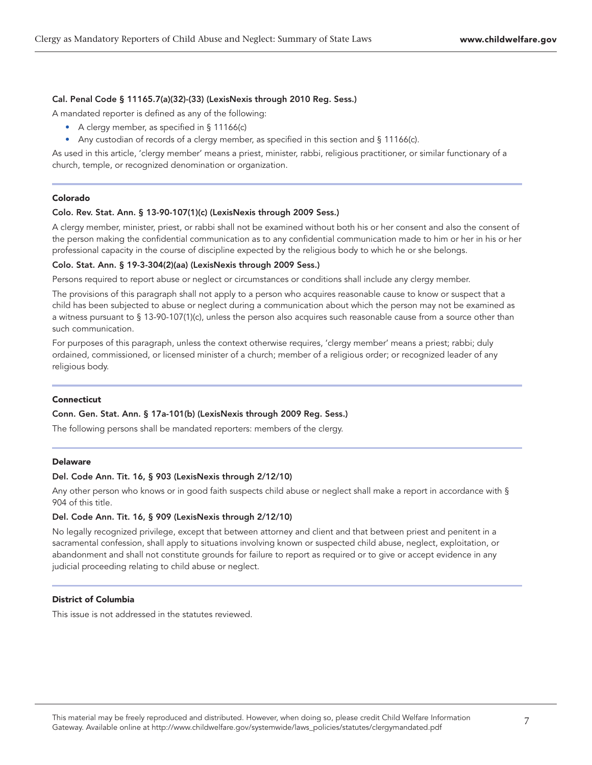**Cal. Penal Code § 11165.7(a)(32)-(33) (LexisNexis through 2010 Reg. Sess.)**

A mandated reporter is defined as any of the following:

- A clergy member, as specified in § 11166(c)
- Any custodian of records of a clergy member, as specified in this section and § 11166(c).

As used in this article, 'clergy member' means a priest, minister, rabbi, religious practitioner, or similar functionary of a church, temple, or recognized denomination or organization.

## Colorado

**Colo. Rev. Stat. Ann. § 13-90-107(1)(c) (LexisNexis through 2009 Sess.)**

A clergy member, minister, priest, or rabbi shall not be examined without both his or her consent and also the consent of the person making the confidential communication as to any confidential communication made to him or her in his or her professional capacity in the course of discipline expected by the religious body to which he or she belongs.

**Colo. Stat. Ann. § 19-3-304(2)(aa) (LexisNexis through 2009 Sess.)**

Persons required to report abuse or neglect or circumstances or conditions shall include any clergy member.

The provisions of this paragraph shall not apply to a person who acquires reasonable cause to know or suspect that a child has been subjected to abuse or neglect during a communication about which the person may not be examined as a witness pursuant to § 13-90-107(1)(c), unless the person also acquires such reasonable cause from a source other than such communication.

For purposes of this paragraph, unless the context otherwise requires, 'clergy member' means a priest; rabbi; duly ordained, commissioned, or licensed minister of a church; member of a religious order; or recognized leader of any religious body.

## Connecticut

**Conn. Gen. Stat. Ann. § 17a-101(b) (LexisNexis through 2009 Reg. Sess.)**

The following persons shall be mandated reporters: members of the clergy.

## Delaware

**Del. Code Ann. Tit. 16, § 903 (LexisNexis through 2/12/10)**

Any other person who knows or in good faith suspects child abuse or neglect shall make a report in accordance with § 904 of this title.

**Del. Code Ann. Tit. 16, § 909 (LexisNexis through 2/12/10)**

No legally recognized privilege, except that between attorney and client and that between priest and penitent in a sacramental confession, shall apply to situations involving known or suspected child abuse, neglect, exploitation, or abandonment and shall not constitute grounds for failure to report as required or to give or accept evidence in any judicial proceeding relating to child abuse or neglect.

## District of Columbia

This issue is not addressed in the statutes reviewed.

This material may be freely reproduced and distributed. However, when doing so, please credit Child Welfare Information Gateway. Available online at http://www.childwelfare.gov/systemwide/laws_policies/statutes/clergymandated.pdf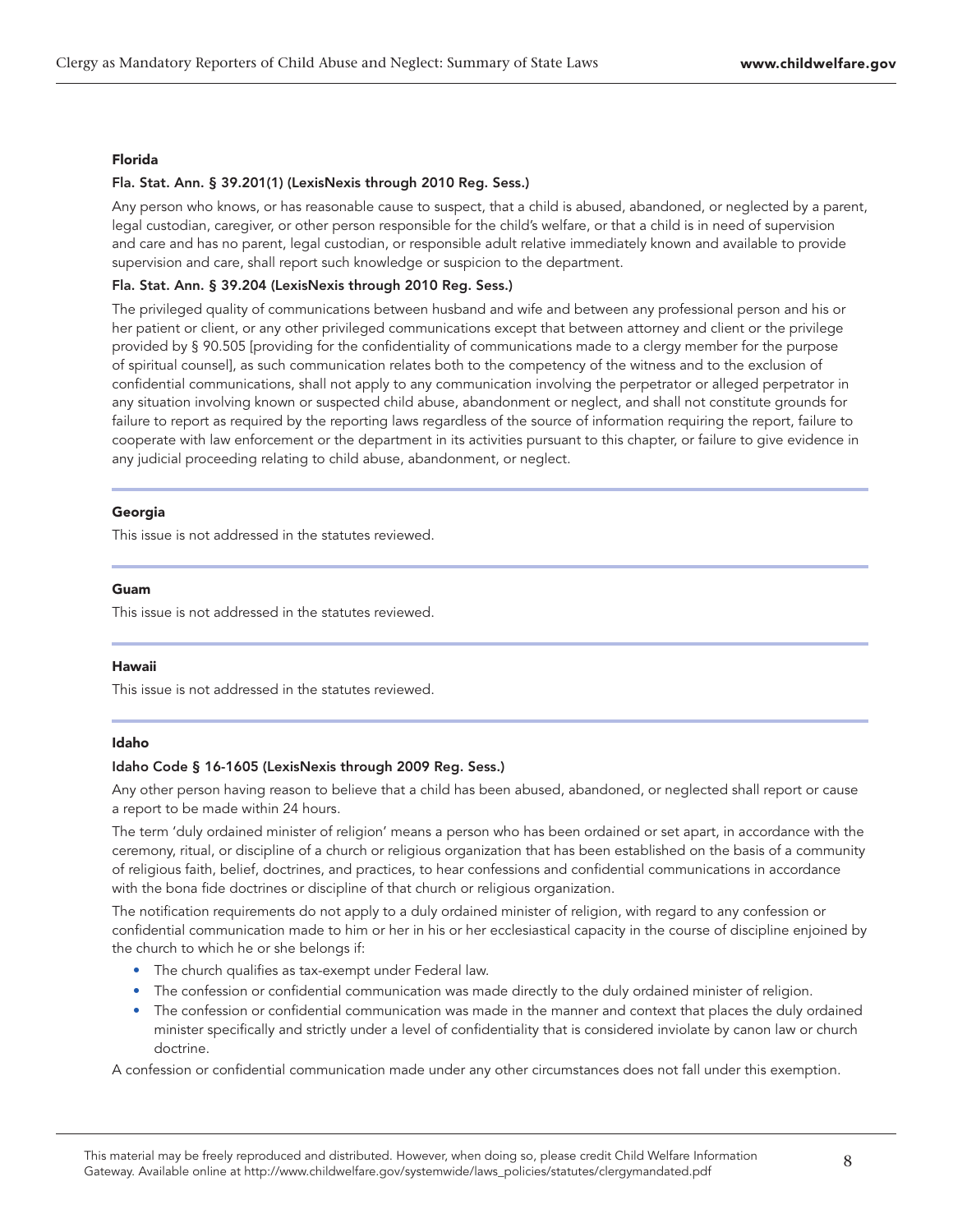### Florida

#### Fla. Stat. Ann. § 39.201(1) (LexisNexis through 2010 Reg. Sess.)

Any person who knows, or has reasonable cause to suspect, that a child is abused, abandoned, or neglected by a parent, legal custodian, caregiver, or other person responsible for the child's welfare, or that a child is in need of supervision and care and has no parent, legal custodian, or responsible adult relative immediately known and available to provide supervision and care, shall report such knowledge or suspicion to the department.

#### Fla. Stat. Ann. § 39.204 (LexisNexis through 2010 Reg. Sess.)

The privileged quality of communications between husband and wife and between any professional person and his or her patient or client, or any other privileged communications except that between attorney and client or the privilege provided by § 90.505 [providing for the confidentiality of communications made to a clergy member for the purpose of spiritual counsel], as such communication relates both to the competency of the witness and to the exclusion of confidential communications, shall not apply to any communication involving the perpetrator or alleged perpetrator in any situation involving known or suspected child abuse, abandonment or neglect, and shall not constitute grounds for failure to report as required by the reporting laws regardless of the source of information requiring the report, failure to cooperate with law enforcement or the department in its activities pursuant to this chapter, or failure to give evidence in any judicial proceeding relating to child abuse, abandonment, or neglect.

### Georgia

This issue is not addressed in the statutes reviewed.

### Guam

This issue is not addressed in the statutes reviewed.

### Hawaii

This issue is not addressed in the statutes reviewed.

### Idaho

#### Idaho Code § 16-1605 (LexisNexis through 2009 Reg. Sess.)

Any other person having reason to believe that a child has been abused, abandoned, or neglected shall report or cause a report to be made within 24 hours.

The term 'duly ordained minister of religion' means a person who has been ordained or set apart, in accordance with the ceremony, ritual, or discipline of a church or religious organization that has been established on the basis of a community of religious faith, belief, doctrines, and practices, to hear confessions and confidential communications in accordance with the bona fide doctrines or discipline of that church or religious organization.

The notification requirements do not apply to a duly ordained minister of religion, with regard to any confession or confidential communication made to him or her in his or her ecclesiastical capacity in the course of discipline enjoined by the church to which he or she belongs if:

- The church qualifies as tax-exempt under Federal law.
- The confession or confidential communication was made directly to the duly ordained minister of religion.
- The confession or confidential communication was made in the manner and context that places the duly ordained minister specifically and strictly under a level of confidentiality that is considered inviolate by canon law or church doctrine.

A confession or confidential communication made under any other circumstances does not fall under this exemption.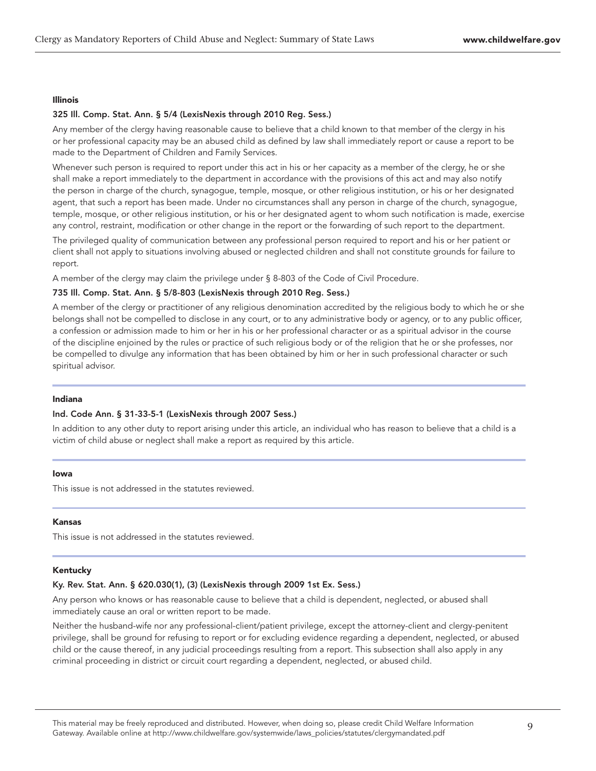### Illinois

#### 325 Ill. Comp. Stat. Ann. § 5/4 (LexisNexis through 2010 Reg. Sess.)

Any member of the clergy having reasonable cause to believe that a child known to that member of the clergy in his or her professional capacity may be an abused child as defined by law shall immediately report or cause a report to be made to the Department of Children and Family Services.

Whenever such person is required to report under this act in his or her capacity as a member of the clergy, he or she shall make a report immediately to the department in accordance with the provisions of this act and may also notify the person in charge of the church, synagogue, temple, mosque, or other religious institution, or his or her designated agent, that such a report has been made. Under no circumstances shall any person in charge of the church, synagogue, temple, mosque, or other religious institution, or his or her designated agent to whom such notification is made, exercise any control, restraint, modification or other change in the report or the forwarding of such report to the department.

The privileged quality of communication between any professional person required to report and his or her patient or client shall not apply to situations involving abused or neglected children and shall not constitute grounds for failure to report.

A member of the clergy may claim the privilege under § 8-803 of the Code of Civil Procedure.

#### 735 Ill. Comp. Stat. Ann. § 5/8-803 (LexisNexis through 2010 Reg. Sess.)

A member of the clergy or practitioner of any religious denomination accredited by the religious body to which he or she belongs shall not be compelled to disclose in any court, or to any administrative body or agency, or to any public officer, a confession or admission made to him or her in his or her professional character or as a spiritual advisor in the course of the discipline enjoined by the rules or practice of such religious body or of the religion that he or she professes, nor be compelled to divulge any information that has been obtained by him or her in such professional character or such spiritual advisor.

### Indiana

#### Ind. Code Ann. § 31-33-5-1 (LexisNexis through 2007 Sess.)

In addition to any other duty to report arising under this article, an individual who has reason to believe that a child is a victim of child abuse or neglect shall make a report as required by this article.

### Iowa

This issue is not addressed in the statutes reviewed.

### Kansas

This issue is not addressed in the statutes reviewed.

### Kentucky

#### Ky. Rev. Stat. Ann. § 620.030(1), (3) (LexisNexis through 2009 1st Ex. Sess.)

Any person who knows or has reasonable cause to believe that a child is dependent, neglected, or abused shall immediately cause an oral or written report to be made.

Neither the husband-wife nor any professional-client/patient privilege, except the attorney-client and clergy-penitent privilege, shall be ground for refusing to report or for excluding evidence regarding a dependent, neglected, or abused child or the cause thereof, in any judicial proceedings resulting from a report. This subsection shall also apply in any criminal proceeding in district or circuit court regarding a dependent, neglected, or abused child.

This material may be freely reproduced and distributed. However, when doing so, please credit Child Welfare Information Gateway. Available online at http://www.childwelfare.gov/systemwide/laws_policies/statutes/clergymandated.pdf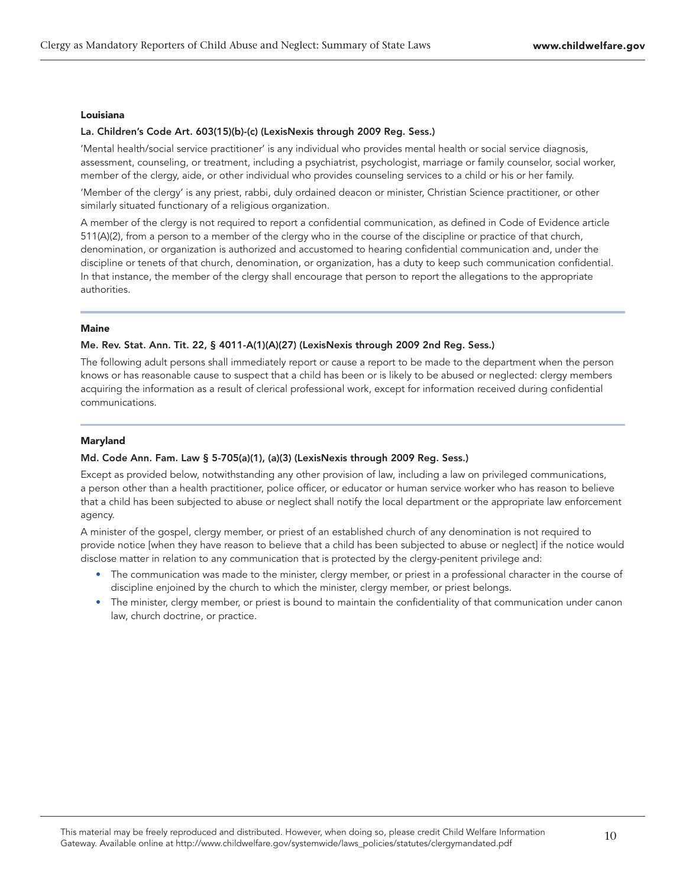### Louisiana

**La. Children's Code Art. 603(15)(b)-(c) (LexisNexis through 2009 Reg. Sess.)**

'Mental health/social service practitioner' is any individual who provides mental health or social service diagnosis, assessment, counseling, or treatment, including a psychiatrist, psychologist, marriage or family counselor, social worker, member of the clergy, aide, or other individual who provides counseling services to a child or his or her family.

'Member of the clergy' is any priest, rabbi, duly ordained deacon or minister, Christian Science practitioner, or other similarly situated functionary of a religious organization.

A member of the clergy is not required to report a confidential communication, as defined in Code of Evidence article 511(A)(2), from a person to a member of the clergy who in the course of the discipline or practice of that church, denomination, or organization is authorized and accustomed to hearing confidential communication and, under the discipline or tenets of that church, denomination, or organization, has a duty to keep such communication confidential. In that instance, the member of the clergy shall encourage that person to report the allegations to the appropriate authorities.

### Maine

**Me. Rev. Stat. Ann. Tit. 22, § 4011-A(1)(A)(27) (LexisNexis through 2009 2nd Reg. Sess.)**

The following adult persons shall immediately report or cause a report to be made to the department when the person knows or has reasonable cause to suspect that a child has been or is likely to be abused or neglected: clergy members acquiring the information as a result of clerical professional work, except for information received during confidential communications.

### Maryland

**Md. Code Ann. Fam. Law § 5-705(a)(1), (a)(3) (LexisNexis through 2009 Reg. Sess.)**

Except as provided below, notwithstanding any other provision of law, including a law on privileged communications, a person other than a health practitioner, police officer, or educator or human service worker who has reason to believe that a child has been subjected to abuse or neglect shall notify the local department or the appropriate law enforcement agency.

A minister of the gospel, clergy member, or priest of an established church of any denomination is not required to provide notice [when they have reason to believe that a child has been subjected to abuse or neglect] if the notice would disclose matter in relation to any communication that is protected by the clergy-penitent privilege and:

- The communication was made to the minister, clergy member, or priest in a professional character in the course of discipline enjoined by the church to which the minister, clergy member, or priest belongs.
- The minister, clergy member, or priest is bound to maintain the confidentiality of that communication under canon law, church doctrine, or practice.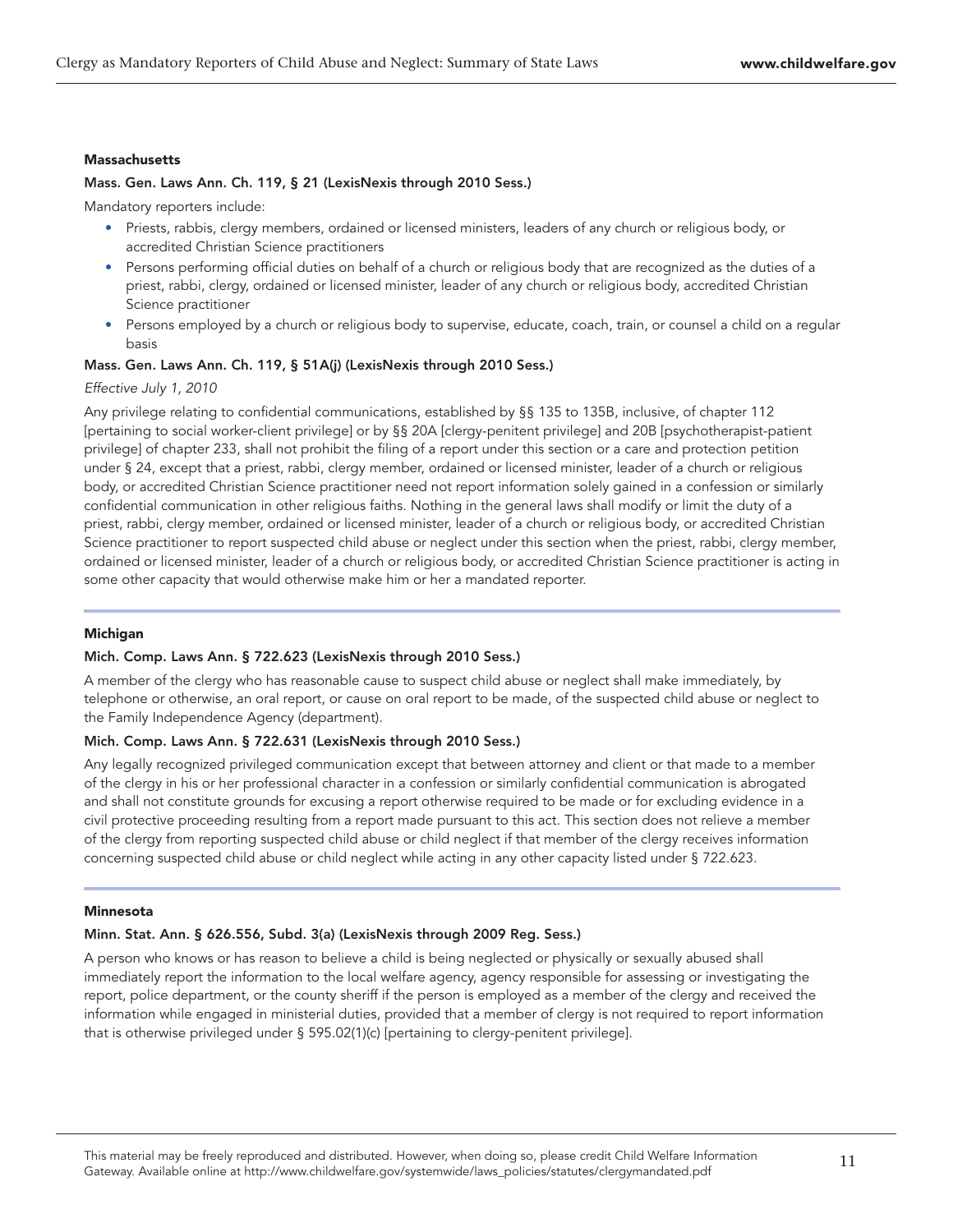### Massachusetts

**Mass. Gen. Laws Ann. Ch. 119, § 21 (LexisNexis through 2010 Sess.)**

Mandatory reporters include:

- Priests, rabbis, clergy members, ordained or licensed ministers, leaders of any church or religious body, or accredited Christian Science practitioners
- Persons performing official duties on behalf of a church or religious body that are recognized as the duties of a priest, rabbi, clergy, ordained or licensed minister, leader of any church or religious body, accredited Christian Science practitioner
- Persons employed by a church or religious body to supervise, educate, coach, train, or counsel a child on a regular basis

**Mass. Gen. Laws Ann. Ch. 119, § 51A(j) (LexisNexis through 2010 Sess.)**

*Effective July 1, 2010*

Any privilege relating to confidential communications, established by §§ 135 to 135B, inclusive, of chapter 112 [pertaining to social worker-client privilege] or by §§ 20A [clergy-penitent privilege] and 20B [psychotherapist-patient privilege] of chapter 233, shall not prohibit the filing of a report under this section or a care and protection petition under § 24, except that a priest, rabbi, clergy member, ordained or licensed minister, leader of a church or religious body, or accredited Christian Science practitioner need not report information solely gained in a confession or similarly confidential communication in other religious faiths. Nothing in the general laws shall modify or limit the duty of a priest, rabbi, clergy member, ordained or licensed minister, leader of a church or religious body, or accredited Christian Science practitioner to report suspected child abuse or neglect under this section when the priest, rabbi, clergy member, ordained or licensed minister, leader of a church or religious body, or accredited Christian Science practitioner is acting in some other capacity that would otherwise make him or her a mandated reporter.

### Michigan

**Mich. Comp. Laws Ann. § 722.623 (LexisNexis through 2010 Sess.)**

A member of the clergy who has reasonable cause to suspect child abuse or neglect shall make immediately, by telephone or otherwise, an oral report, or cause on oral report to be made, of the suspected child abuse or neglect to the Family Independence Agency (department).

**Mich. Comp. Laws Ann. § 722.631 (LexisNexis through 2010 Sess.)**

Any legally recognized privileged communication except that between attorney and client or that made to a member of the clergy in his or her professional character in a confession or similarly confidential communication is abrogated and shall not constitute grounds for excusing a report otherwise required to be made or for excluding evidence in a civil protective proceeding resulting from a report made pursuant to this act. This section does not relieve a member of the clergy from reporting suspected child abuse or child neglect if that member of the clergy receives information concerning suspected child abuse or child neglect while acting in any other capacity listed under § 722.623.

### Minnesota

**Minn. Stat. Ann. § 626.556, Subd. 3(a) (LexisNexis through 2009 Reg. Sess.)**

A person who knows or has reason to believe a child is being neglected or physically or sexually abused shall immediately report the information to the local welfare agency, agency responsible for assessing or investigating the report, police department, or the county sheriff if the person is employed as a member of the clergy and received the information while engaged in ministerial duties, provided that a member of clergy is not required to report information that is otherwise privileged under § 595.02(1)(c) [pertaining to clergy-penitent privilege].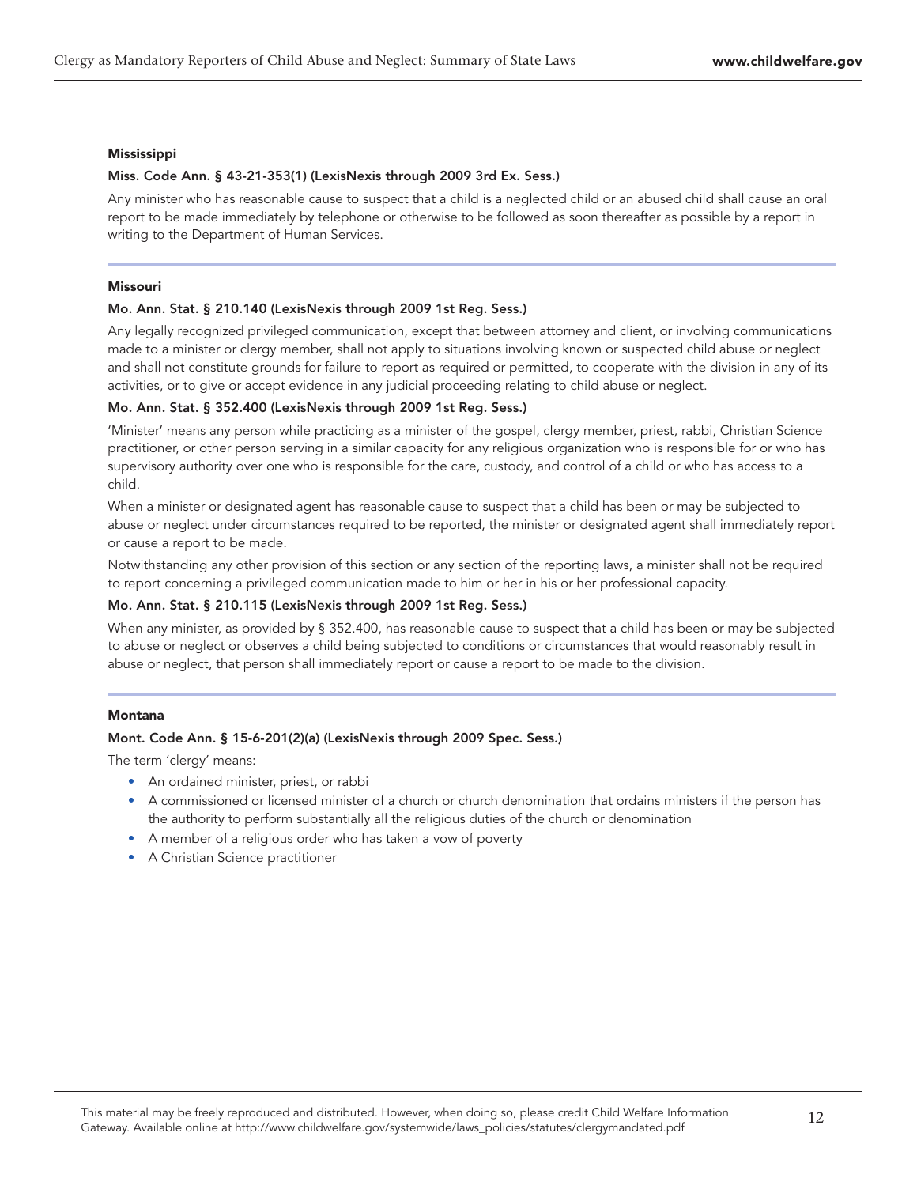### Mississippi

#### Miss. Code Ann. § 43-21-353(1) (LexisNexis through 2009 3rd Ex. Sess.)

Any minister who has reasonable cause to suspect that a child is a neglected child or an abused child shall cause an oral report to be made immediately by telephone or otherwise to be followed as soon thereafter as possible by a report in writing to the Department of Human Services.

---

### Missouri

#### Mo. Ann. Stat. § 210.140 (LexisNexis through 2009 1st Reg. Sess.)

Any legally recognized privileged communication, except that between attorney and client, or involving communications made to a minister or clergy member, shall not apply to situations involving known or suspected child abuse or neglect and shall not constitute grounds for failure to report as required or permitted, to cooperate with the division in any of its activities, or to give or accept evidence in any judicial proceeding relating to child abuse or neglect.

#### Mo. Ann. Stat. § 352.400 (LexisNexis through 2009 1st Reg. Sess.)

'Minister' means any person while practicing as a minister of the gospel, clergy member, priest, rabbi, Christian Science practitioner, or other person serving in a similar capacity for any religious organization who is responsible for or who has supervisory authority over one who is responsible for the care, custody, and control of a child or who has access to a child.

When a minister or designated agent has reasonable cause to suspect that a child has been or may be subjected to abuse or neglect under circumstances required to be reported, the minister or designated agent shall immediately report or cause a report to be made.

Notwithstanding any other provision of this section or any section of the reporting laws, a minister shall not be required to report concerning a privileged communication made to him or her in his or her professional capacity.

#### Mo. Ann. Stat. § 210.115 (LexisNexis through 2009 1st Reg. Sess.)

When any minister, as provided by § 352.400, has reasonable cause to suspect that a child has been or may be subjected to abuse or neglect or observes a child being subjected to conditions or circumstances that would reasonably result in abuse or neglect, that person shall immediately report or cause a report to be made to the division.

---

### Montana

#### Mont. Code Ann. § 15-6-201(2)(a) (LexisNexis through 2009 Spec. Sess.)

The term 'clergy' means:

- An ordained minister, priest, or rabbi
- A commissioned or licensed minister of a church or church denomination that ordains ministers if the person has the authority to perform substantially all the religious duties of the church or denomination
- A member of a religious order who has taken a vow of poverty
- A Christian Science practitioner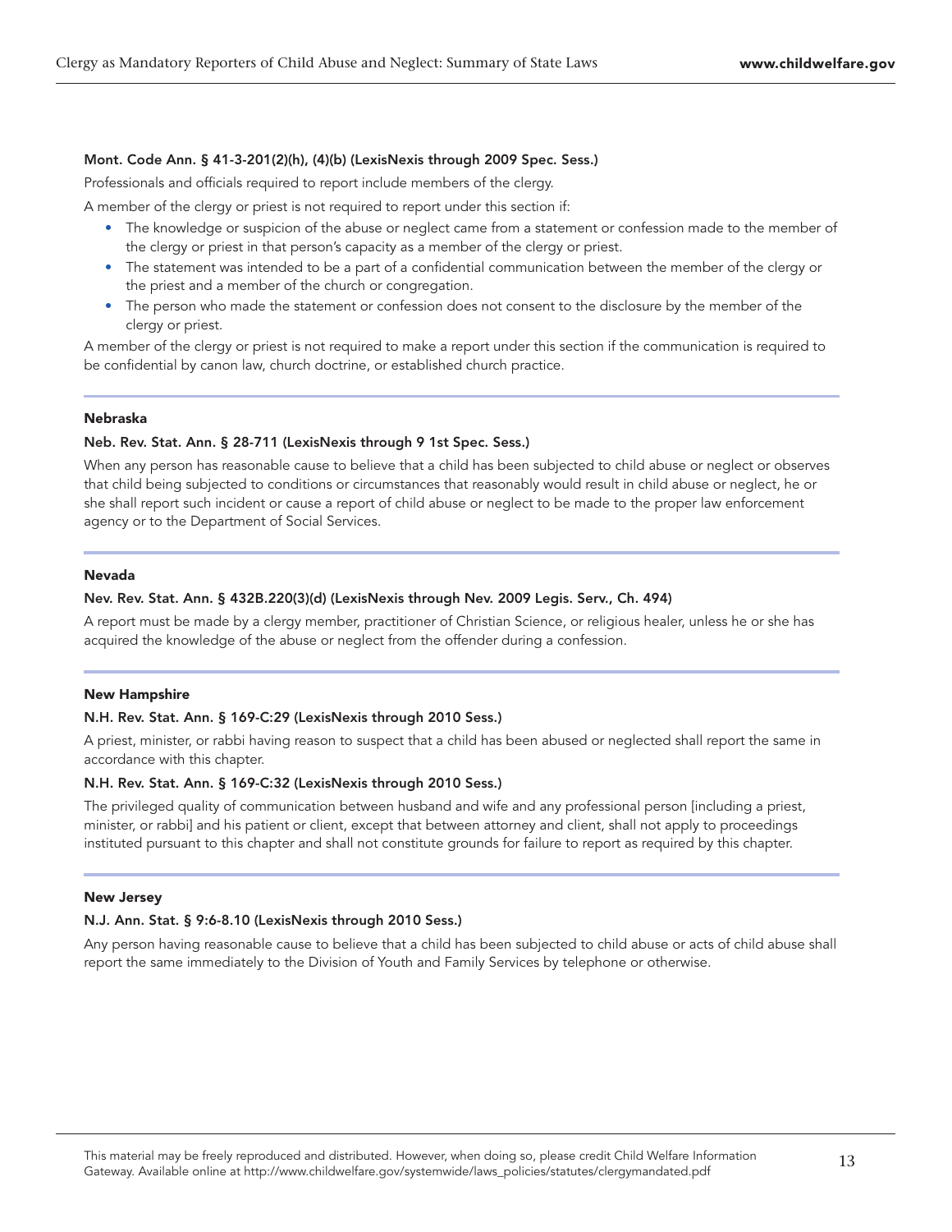**Mont. Code Ann. § 41-3-201(2)(h), (4)(b) (LexisNexis through 2009 Spec. Sess.)**

Professionals and officials required to report include members of the clergy.

A member of the clergy or priest is not required to report under this section if:

- The knowledge or suspicion of the abuse or neglect came from a statement or confession made to the member of the clergy or priest in that person's capacity as a member of the clergy or priest.
- The statement was intended to be a part of a confidential communication between the member of the clergy or the priest and a member of the church or congregation.
- The person who made the statement or confession does not consent to the disclosure by the member of the clergy or priest.

A member of the clergy or priest is not required to make a report under this section if the communication is required to be confidential by canon law, church doctrine, or established church practice.

## Nebraska

**Neb. Rev. Stat. Ann. § 28-711 (LexisNexis through 9 1st Spec. Sess.)**

When any person has reasonable cause to believe that a child has been subjected to child abuse or neglect or observes that child being subjected to conditions or circumstances that reasonably would result in child abuse or neglect, he or she shall report such incident or cause a report of child abuse or neglect to be made to the proper law enforcement agency or to the Department of Social Services.

## Nevada

**Nev. Rev. Stat. Ann. § 432B.220(3)(d) (LexisNexis through Nev. 2009 Legis. Serv., Ch. 494)**

A report must be made by a clergy member, practitioner of Christian Science, or religious healer, unless he or she has acquired the knowledge of the abuse or neglect from the offender during a confession.

## New Hampshire

**N.H. Rev. Stat. Ann. § 169-C:29 (LexisNexis through 2010 Sess.)**

A priest, minister, or rabbi having reason to suspect that a child has been abused or neglected shall report the same in accordance with this chapter.

**N.H. Rev. Stat. Ann. § 169-C:32 (LexisNexis through 2010 Sess.)**

The privileged quality of communication between husband and wife and any professional person [including a priest, minister, or rabbi] and his patient or client, except that between attorney and client, shall not apply to proceedings instituted pursuant to this chapter and shall not constitute grounds for failure to report as required by this chapter.

## New Jersey

**N.J. Ann. Stat. § 9:6-8.10 (LexisNexis through 2010 Sess.)**

Any person having reasonable cause to believe that a child has been subjected to child abuse or acts of child abuse shall report the same immediately to the Division of Youth and Family Services by telephone or otherwise.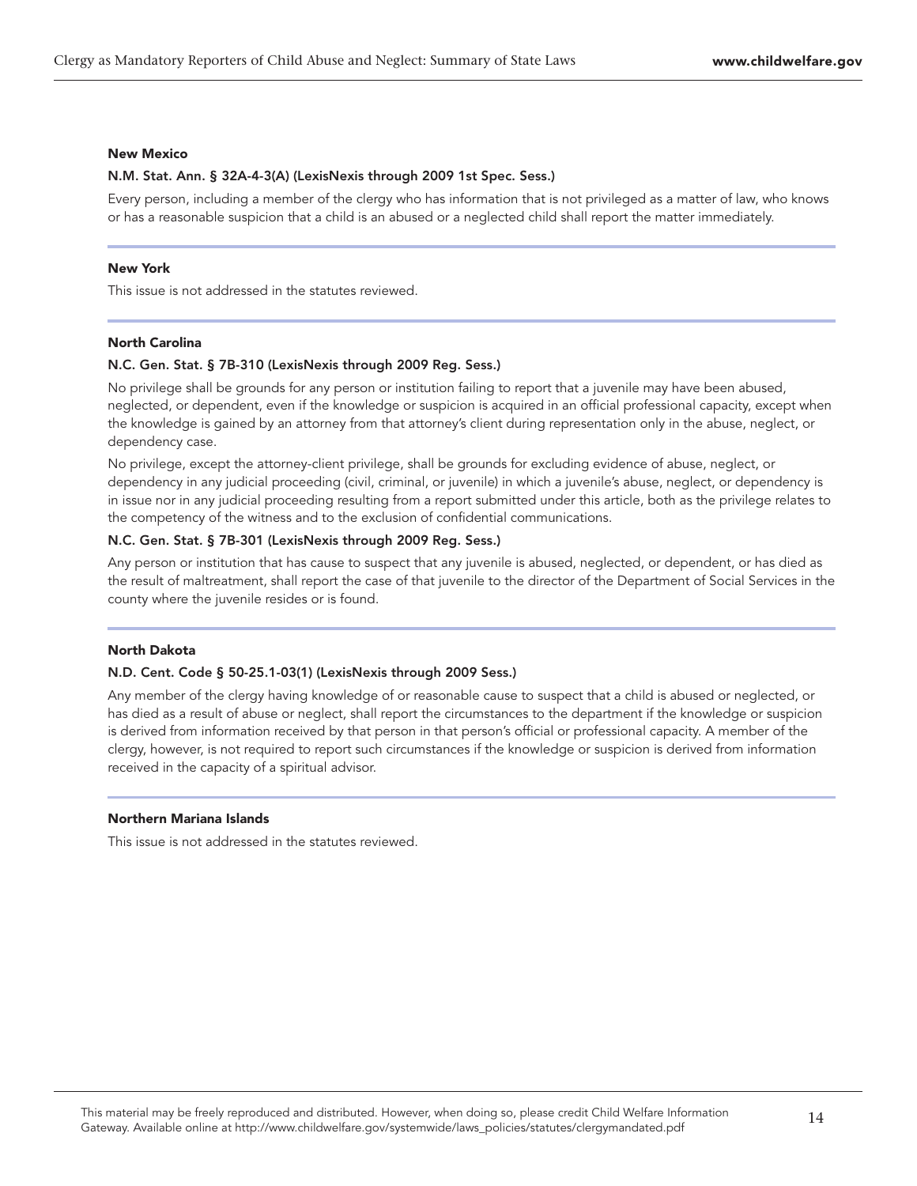### New Mexico

**N.M. Stat. Ann. § 32A-4-3(A) (LexisNexis through 2009 1st Spec. Sess.)**

Every person, including a member of the clergy who has information that is not privileged as a matter of law, who knows or has a reasonable suspicion that a child is an abused or a neglected child shall report the matter immediately.

### New York

This issue is not addressed in the statutes reviewed.

### North Carolina

**N.C. Gen. Stat. § 7B-310 (LexisNexis through 2009 Reg. Sess.)**

No privilege shall be grounds for any person or institution failing to report that a juvenile may have been abused, neglected, or dependent, even if the knowledge or suspicion is acquired in an official professional capacity, except when the knowledge is gained by an attorney from that attorney's client during representation only in the abuse, neglect, or dependency case.

No privilege, except the attorney-client privilege, shall be grounds for excluding evidence of abuse, neglect, or dependency in any judicial proceeding (civil, criminal, or juvenile) in which a juvenile's abuse, neglect, or dependency is in issue nor in any judicial proceeding resulting from a report submitted under this article, both as the privilege relates to the competency of the witness and to the exclusion of confidential communications.

**N.C. Gen. Stat. § 7B-301 (LexisNexis through 2009 Reg. Sess.)**

Any person or institution that has cause to suspect that any juvenile is abused, neglected, or dependent, or has died as the result of maltreatment, shall report the case of that juvenile to the director of the Department of Social Services in the county where the juvenile resides or is found.

### North Dakota

**N.D. Cent. Code § 50-25.1-03(1) (LexisNexis through 2009 Sess.)**

Any member of the clergy having knowledge of or reasonable cause to suspect that a child is abused or neglected, or has died as a result of abuse or neglect, shall report the circumstances to the department if the knowledge or suspicion is derived from information received by that person in that person's official or professional capacity. A member of the clergy, however, is not required to report such circumstances if the knowledge or suspicion is derived from information received in the capacity of a spiritual advisor.

### Northern Mariana Islands

This issue is not addressed in the statutes reviewed.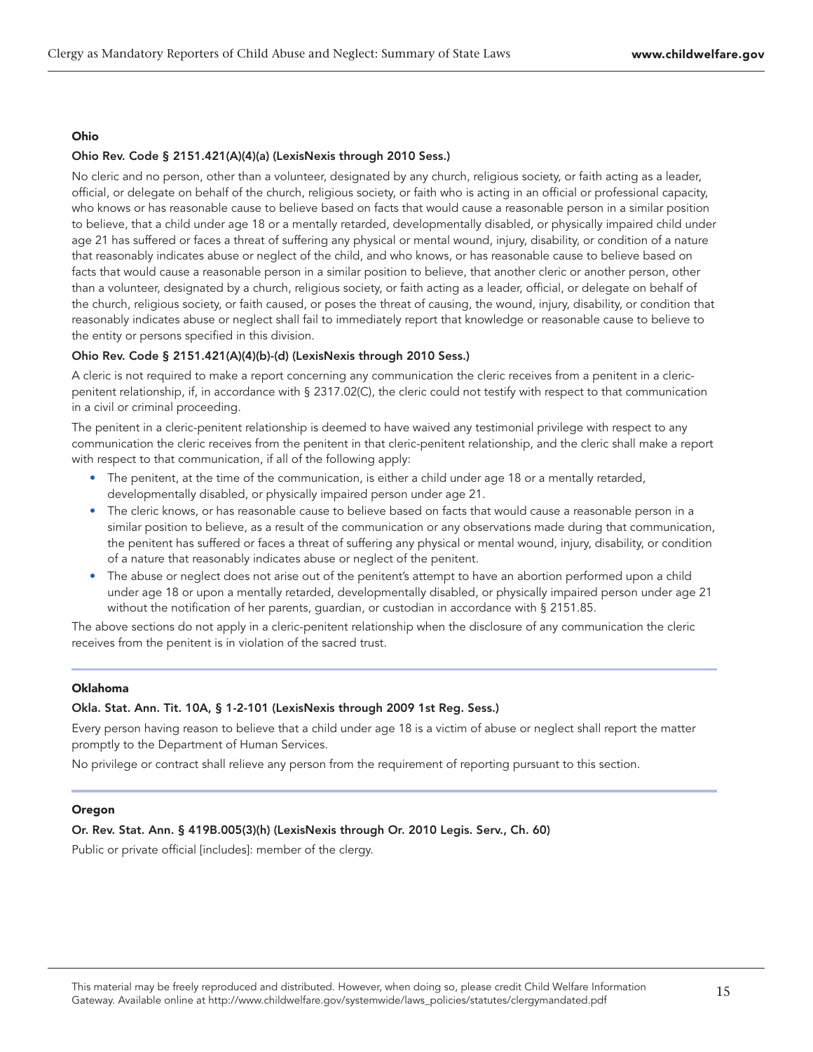### Ohio

**Ohio Rev. Code § 2151.421(A)(4)(a) (LexisNexis through 2010 Sess.)**

No cleric and no person, other than a volunteer, designated by any church, religious society, or faith acting as a leader, official, or delegate on behalf of the church, religious society, or faith who is acting in an official or professional capacity, who knows or has reasonable cause to believe based on facts that would cause a reasonable person in a similar position to believe, that a child under age 18 or a mentally retarded, developmentally disabled, or physically impaired child under age 21 has suffered or faces a threat of suffering any physical or mental wound, injury, disability, or condition of a nature that reasonably indicates abuse or neglect of the child, and who knows, or has reasonable cause to believe based on facts that would cause a reasonable person in a similar position to believe, that another cleric or another person, other than a volunteer, designated by a church, religious society, or faith acting as a leader, official, or delegate on behalf of the church, religious society, or faith caused, or poses the threat of causing, the wound, injury, disability, or condition that reasonably indicates abuse or neglect shall fail to immediately report that knowledge or reasonable cause to believe to the entity or persons specified in this division.

**Ohio Rev. Code § 2151.421(A)(4)(b)-(d) (LexisNexis through 2010 Sess.)**

A cleric is not required to make a report concerning any communication the cleric receives from a penitent in a cleric-penitent relationship, if, in accordance with § 2317.02(C), the cleric could not testify with respect to that communication in a civil or criminal proceeding.

The penitent in a cleric-penitent relationship is deemed to have waived any testimonial privilege with respect to any communication the cleric receives from the penitent in that cleric-penitent relationship, and the cleric shall make a report with respect to that communication, if all of the following apply:

- The penitent, at the time of the communication, is either a child under age 18 or a mentally retarded, developmentally disabled, or physically impaired person under age 21.
- The cleric knows, or has reasonable cause to believe based on facts that would cause a reasonable person in a similar position to believe, as a result of the communication or any observations made during that communication, the penitent has suffered or faces a threat of suffering any physical or mental wound, injury, disability, or condition of a nature that reasonably indicates abuse or neglect of the penitent.
- The abuse or neglect does not arise out of the penitent's attempt to have an abortion performed upon a child under age 18 or upon a mentally retarded, developmentally disabled, or physically impaired person under age 21 without the notification of her parents, guardian, or custodian in accordance with § 2151.85.

The above sections do not apply in a cleric-penitent relationship when the disclosure of any communication the cleric receives from the penitent is in violation of the sacred trust.

### Oklahoma

**Okla. Stat. Ann. Tit. 10A, § 1-2-101 (LexisNexis through 2009 1st Reg. Sess.)**

Every person having reason to believe that a child under age 18 is a victim of abuse or neglect shall report the matter promptly to the Department of Human Services.

No privilege or contract shall relieve any person from the requirement of reporting pursuant to this section.

### Oregon

**Or. Rev. Stat. Ann. § 419B.005(3)(h) (LexisNexis through Or. 2010 Legis. Serv., Ch. 60)**

Public or private official [includes]: member of the clergy.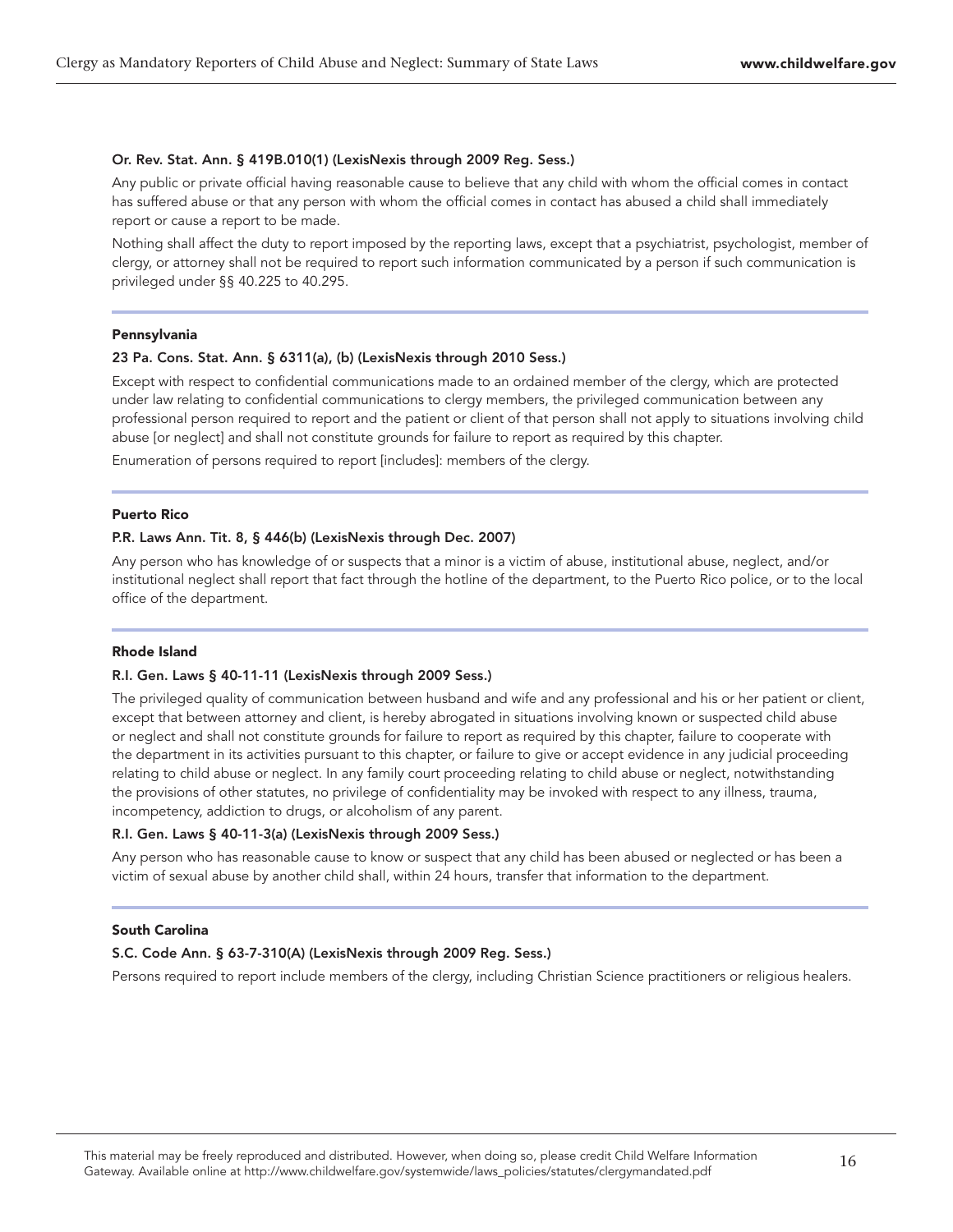**Or. Rev. Stat. Ann. § 419B.010(1) (LexisNexis through 2009 Reg. Sess.)**

Any public or private official having reasonable cause to believe that any child with whom the official comes in contact has suffered abuse or that any person with whom the official comes in contact has abused a child shall immediately report or cause a report to be made.

Nothing shall affect the duty to report imposed by the reporting laws, except that a psychiatrist, psychologist, member of clergy, or attorney shall not be required to report such information communicated by a person if such communication is privileged under §§ 40.225 to 40.295.

### Pennsylvania

**23 Pa. Cons. Stat. Ann. § 6311(a), (b) (LexisNexis through 2010 Sess.)**

Except with respect to confidential communications made to an ordained member of the clergy, which are protected under law relating to confidential communications to clergy members, the privileged communication between any professional person required to report and the patient or client of that person shall not apply to situations involving child abuse [or neglect] and shall not constitute grounds for failure to report as required by this chapter.

Enumeration of persons required to report [includes]: members of the clergy.

### Puerto Rico

**P.R. Laws Ann. Tit. 8, § 446(b) (LexisNexis through Dec. 2007)**

Any person who has knowledge of or suspects that a minor is a victim of abuse, institutional abuse, neglect, and/or institutional neglect shall report that fact through the hotline of the department, to the Puerto Rico police, or to the local office of the department.

### Rhode Island

**R.I. Gen. Laws § 40-11-11 (LexisNexis through 2009 Sess.)**

The privileged quality of communication between husband and wife and any professional and his or her patient or client, except that between attorney and client, is hereby abrogated in situations involving known or suspected child abuse or neglect and shall not constitute grounds for failure to report as required by this chapter, failure to cooperate with the department in its activities pursuant to this chapter, or failure to give or accept evidence in any judicial proceeding relating to child abuse or neglect. In any family court proceeding relating to child abuse or neglect, notwithstanding the provisions of other statutes, no privilege of confidentiality may be invoked with respect to any illness, trauma, incompetency, addiction to drugs, or alcoholism of any parent.

**R.I. Gen. Laws § 40-11-3(a) (LexisNexis through 2009 Sess.)**

Any person who has reasonable cause to know or suspect that any child has been abused or neglected or has been a victim of sexual abuse by another child shall, within 24 hours, transfer that information to the department.

### South Carolina

**S.C. Code Ann. § 63-7-310(A) (LexisNexis through 2009 Reg. Sess.)**

Persons required to report include members of the clergy, including Christian Science practitioners or religious healers.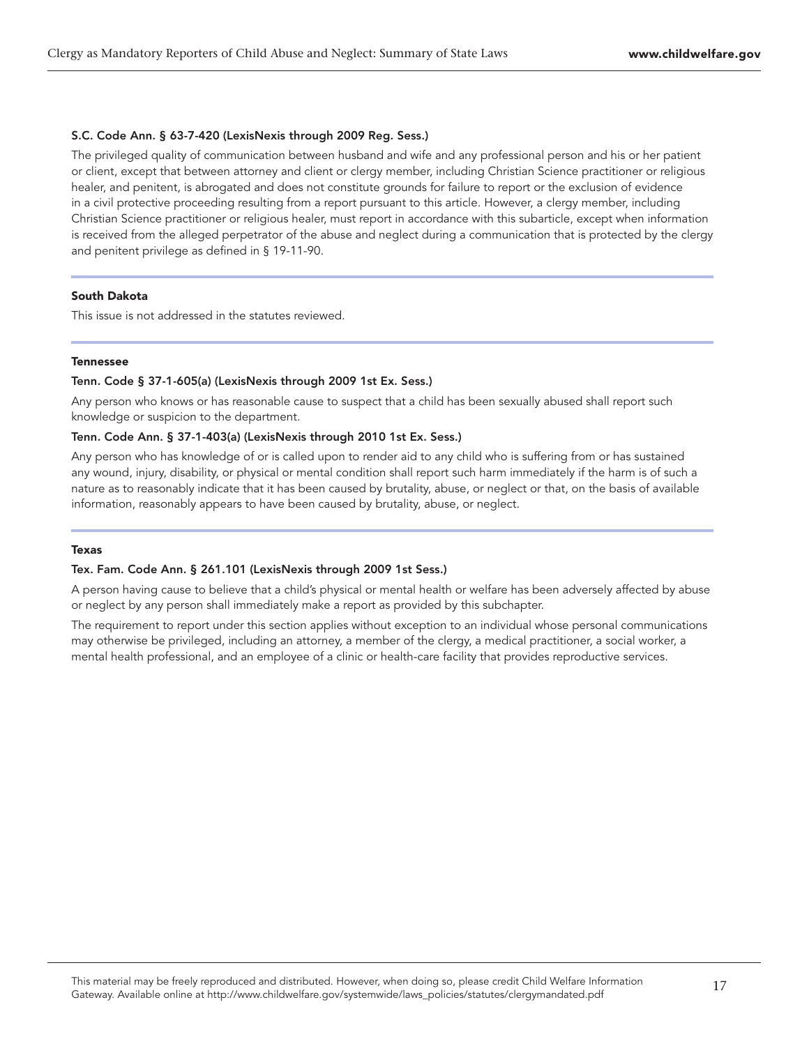**S.C. Code Ann. § 63-7-420 (LexisNexis through 2009 Reg. Sess.)**

The privileged quality of communication between husband and wife and any professional person and his or her patient or client, except that between attorney and client or clergy member, including Christian Science practitioner or religious healer, and penitent, is abrogated and does not constitute grounds for failure to report or the exclusion of evidence in a civil protective proceeding resulting from a report pursuant to this article. However, a clergy member, including Christian Science practitioner or religious healer, must report in accordance with this subarticle, except when information is received from the alleged perpetrator of the abuse and neglect during a communication that is protected by the clergy and penitent privilege as defined in § 19-11-90.

### South Dakota

This issue is not addressed in the statutes reviewed.

### Tennessee

**Tenn. Code § 37-1-605(a) (LexisNexis through 2009 1st Ex. Sess.)**

Any person who knows or has reasonable cause to suspect that a child has been sexually abused shall report such knowledge or suspicion to the department.

**Tenn. Code Ann. § 37-1-403(a) (LexisNexis through 2010 1st Ex. Sess.)**

Any person who has knowledge of or is called upon to render aid to any child who is suffering from or has sustained any wound, injury, disability, or physical or mental condition shall report such harm immediately if the harm is of such a nature as to reasonably indicate that it has been caused by brutality, abuse, or neglect or that, on the basis of available information, reasonably appears to have been caused by brutality, abuse, or neglect.

### Texas

**Tex. Fam. Code Ann. § 261.101 (LexisNexis through 2009 1st Sess.)**

A person having cause to believe that a child's physical or mental health or welfare has been adversely affected by abuse or neglect by any person shall immediately make a report as provided by this subchapter.

The requirement to report under this section applies without exception to an individual whose personal communications may otherwise be privileged, including an attorney, a member of the clergy, a medical practitioner, a social worker, a mental health professional, and an employee of a clinic or health-care facility that provides reproductive services.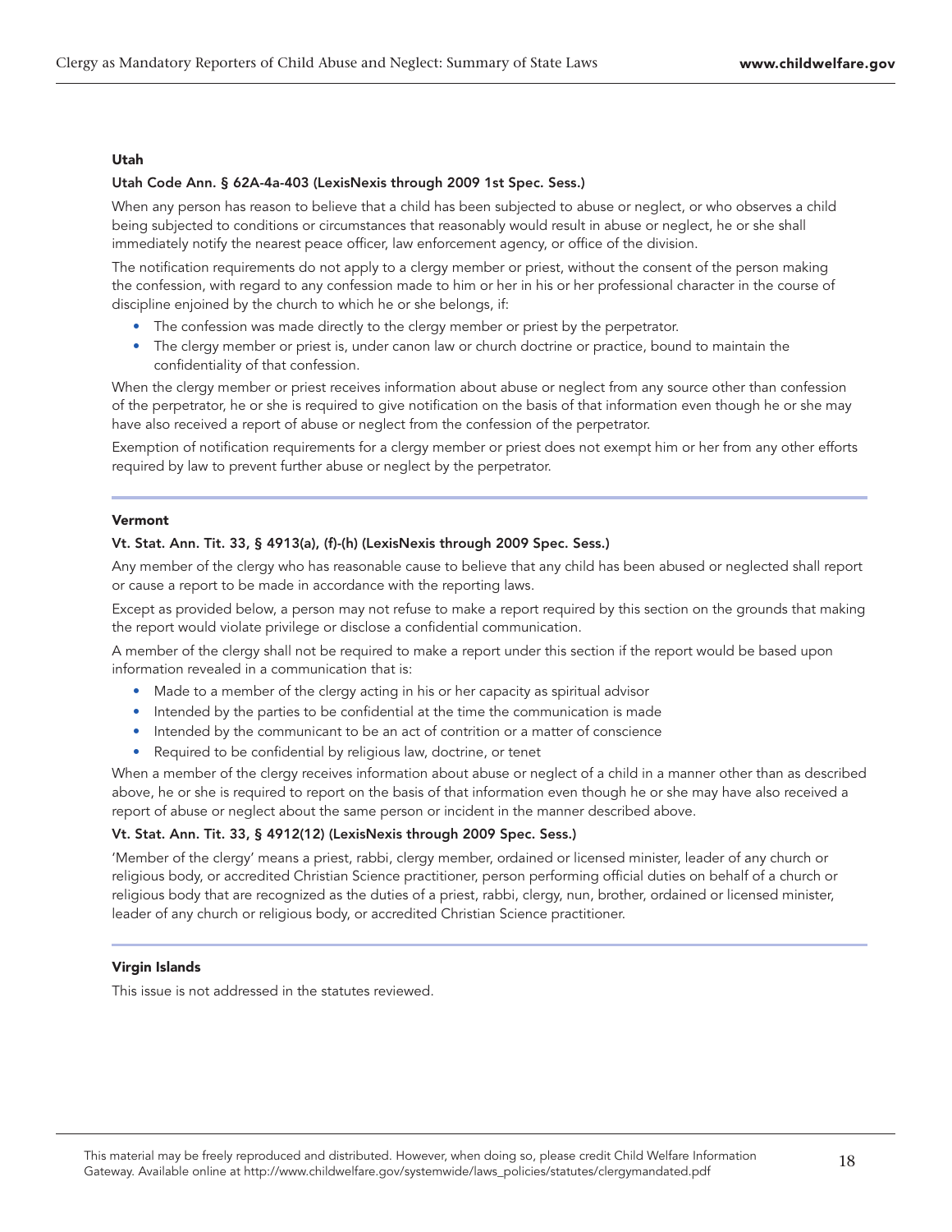### Utah

#### Utah Code Ann. § 62A-4a-403 (LexisNexis through 2009 1st Spec. Sess.)

When any person has reason to believe that a child has been subjected to abuse or neglect, or who observes a child being subjected to conditions or circumstances that reasonably would result in abuse or neglect, he or she shall immediately notify the nearest peace officer, law enforcement agency, or office of the division.

The notification requirements do not apply to a clergy member or priest, without the consent of the person making the confession, with regard to any confession made to him or her in his or her professional character in the course of discipline enjoined by the church to which he or she belongs, if:

- The confession was made directly to the clergy member or priest by the perpetrator.
- The clergy member or priest is, under canon law or church doctrine or practice, bound to maintain the confidentiality of that confession.

When the clergy member or priest receives information about abuse or neglect from any source other than confession of the perpetrator, he or she is required to give notification on the basis of that information even though he or she may have also received a report of abuse or neglect from the confession of the perpetrator.

Exemption of notification requirements for a clergy member or priest does not exempt him or her from any other efforts required by law to prevent further abuse or neglect by the perpetrator.

### Vermont

#### Vt. Stat. Ann. Tit. 33, § 4913(a), (f)-(h) (LexisNexis through 2009 Spec. Sess.)

Any member of the clergy who has reasonable cause to believe that any child has been abused or neglected shall report or cause a report to be made in accordance with the reporting laws.

Except as provided below, a person may not refuse to make a report required by this section on the grounds that making the report would violate privilege or disclose a confidential communication.

A member of the clergy shall not be required to make a report under this section if the report would be based upon information revealed in a communication that is:

- Made to a member of the clergy acting in his or her capacity as spiritual advisor
- Intended by the parties to be confidential at the time the communication is made
- Intended by the communicant to be an act of contrition or a matter of conscience
- Required to be confidential by religious law, doctrine, or tenet

When a member of the clergy receives information about abuse or neglect of a child in a manner other than as described above, he or she is required to report on the basis of that information even though he or she may have also received a report of abuse or neglect about the same person or incident in the manner described above.

#### Vt. Stat. Ann. Tit. 33, § 4912(12) (LexisNexis through 2009 Spec. Sess.)

'Member of the clergy' means a priest, rabbi, clergy member, ordained or licensed minister, leader of any church or religious body, or accredited Christian Science practitioner, person performing official duties on behalf of a church or religious body that are recognized as the duties of a priest, rabbi, clergy, nun, brother, ordained or licensed minister, leader of any church or religious body, or accredited Christian Science practitioner.

### Virgin Islands

This issue is not addressed in the statutes reviewed.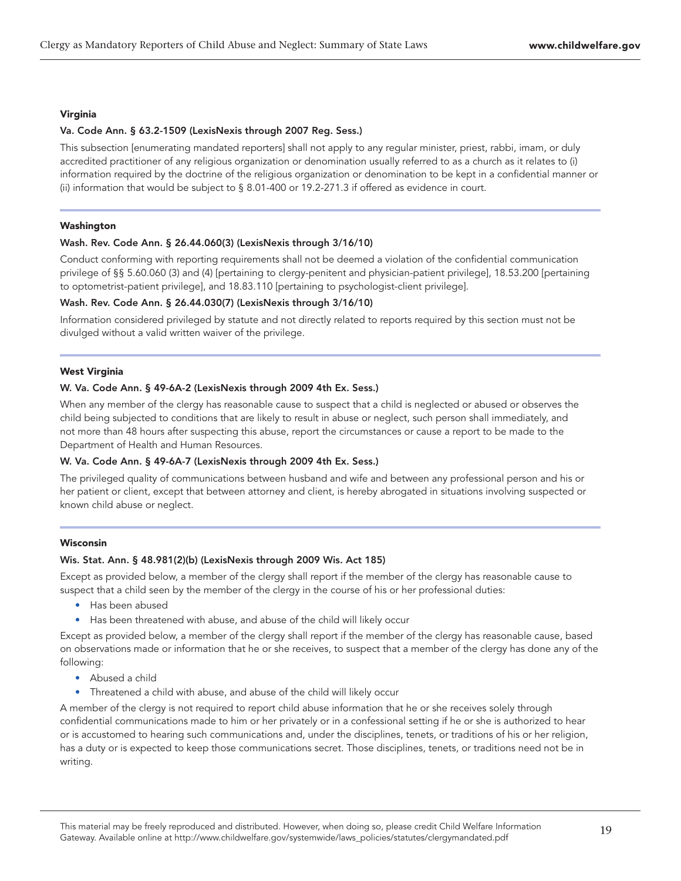### Virginia

#### Va. Code Ann. § 63.2-1509 (LexisNexis through 2007 Reg. Sess.)

This subsection [enumerating mandated reporters] shall not apply to any regular minister, priest, rabbi, imam, or duly accredited practitioner of any religious organization or denomination usually referred to as a church as it relates to (i) information required by the doctrine of the religious organization or denomination to be kept in a confidential manner or (ii) information that would be subject to § 8.01-400 or 19.2-271.3 if offered as evidence in court.

### Washington

#### Wash. Rev. Code Ann. § 26.44.060(3) (LexisNexis through 3/16/10)

Conduct conforming with reporting requirements shall not be deemed a violation of the confidential communication privilege of §§ 5.60.060 (3) and (4) [pertaining to clergy-penitent and physician-patient privilege], 18.53.200 [pertaining to optometrist-patient privilege], and 18.83.110 [pertaining to psychologist-client privilege].

#### Wash. Rev. Code Ann. § 26.44.030(7) (LexisNexis through 3/16/10)

Information considered privileged by statute and not directly related to reports required by this section must not be divulged without a valid written waiver of the privilege.

### West Virginia

#### W. Va. Code Ann. § 49-6A-2 (LexisNexis through 2009 4th Ex. Sess.)

When any member of the clergy has reasonable cause to suspect that a child is neglected or abused or observes the child being subjected to conditions that are likely to result in abuse or neglect, such person shall immediately, and not more than 48 hours after suspecting this abuse, report the circumstances or cause a report to be made to the Department of Health and Human Resources.

#### W. Va. Code Ann. § 49-6A-7 (LexisNexis through 2009 4th Ex. Sess.)

The privileged quality of communications between husband and wife and between any professional person and his or her patient or client, except that between attorney and client, is hereby abrogated in situations involving suspected or known child abuse or neglect.

### Wisconsin

#### Wis. Stat. Ann. § 48.981(2)(b) (LexisNexis through 2009 Wis. Act 185)

Except as provided below, a member of the clergy shall report if the member of the clergy has reasonable cause to suspect that a child seen by the member of the clergy in the course of his or her professional duties:

- Has been abused
- Has been threatened with abuse, and abuse of the child will likely occur

Except as provided below, a member of the clergy shall report if the member of the clergy has reasonable cause, based on observations made or information that he or she receives, to suspect that a member of the clergy has done any of the following:

- Abused a child
- Threatened a child with abuse, and abuse of the child will likely occur

A member of the clergy is not required to report child abuse information that he or she receives solely through confidential communications made to him or her privately or in a confessional setting if he or she is authorized to hear or is accustomed to hearing such communications and, under the disciplines, tenets, or traditions of his or her religion, has a duty or is expected to keep those communications secret. Those disciplines, tenets, or traditions need not be in writing.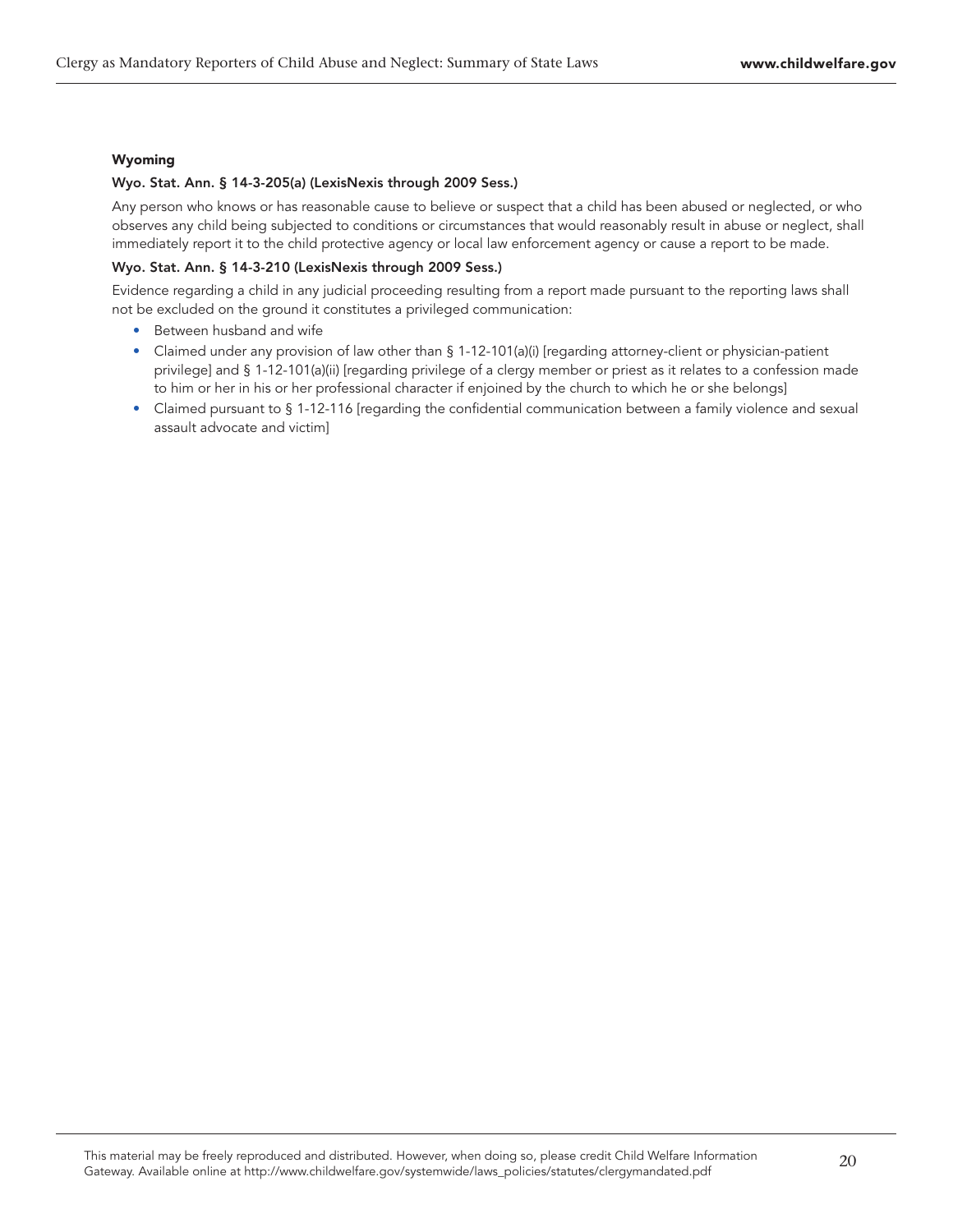### Wyoming

#### Wyo. Stat. Ann. § 14-3-205(a) (LexisNexis through 2009 Sess.)

Any person who knows or has reasonable cause to believe or suspect that a child has been abused or neglected, or who observes any child being subjected to conditions or circumstances that would reasonably result in abuse or neglect, shall immediately report it to the child protective agency or local law enforcement agency or cause a report to be made.

#### Wyo. Stat. Ann. § 14-3-210 (LexisNexis through 2009 Sess.)

Evidence regarding a child in any judicial proceeding resulting from a report made pursuant to the reporting laws shall not be excluded on the ground it constitutes a privileged communication:

- Between husband and wife
- Claimed under any provision of law other than § 1-12-101(a)(i) [regarding attorney-client or physician-patient privilege] and § 1-12-101(a)(ii) [regarding privilege of a clergy member or priest as it relates to a confession made to him or her in his or her professional character if enjoined by the church to which he or she belongs]
- Claimed pursuant to § 1-12-116 [regarding the confidential communication between a family violence and sexual assault advocate and victim]

This material may be freely reproduced and distributed. However, when doing so, please credit Child Welfare Information Gateway. Available online at http://www.childwelfare.gov/systemwide/laws_policies/statutes/clergymandated.pdf